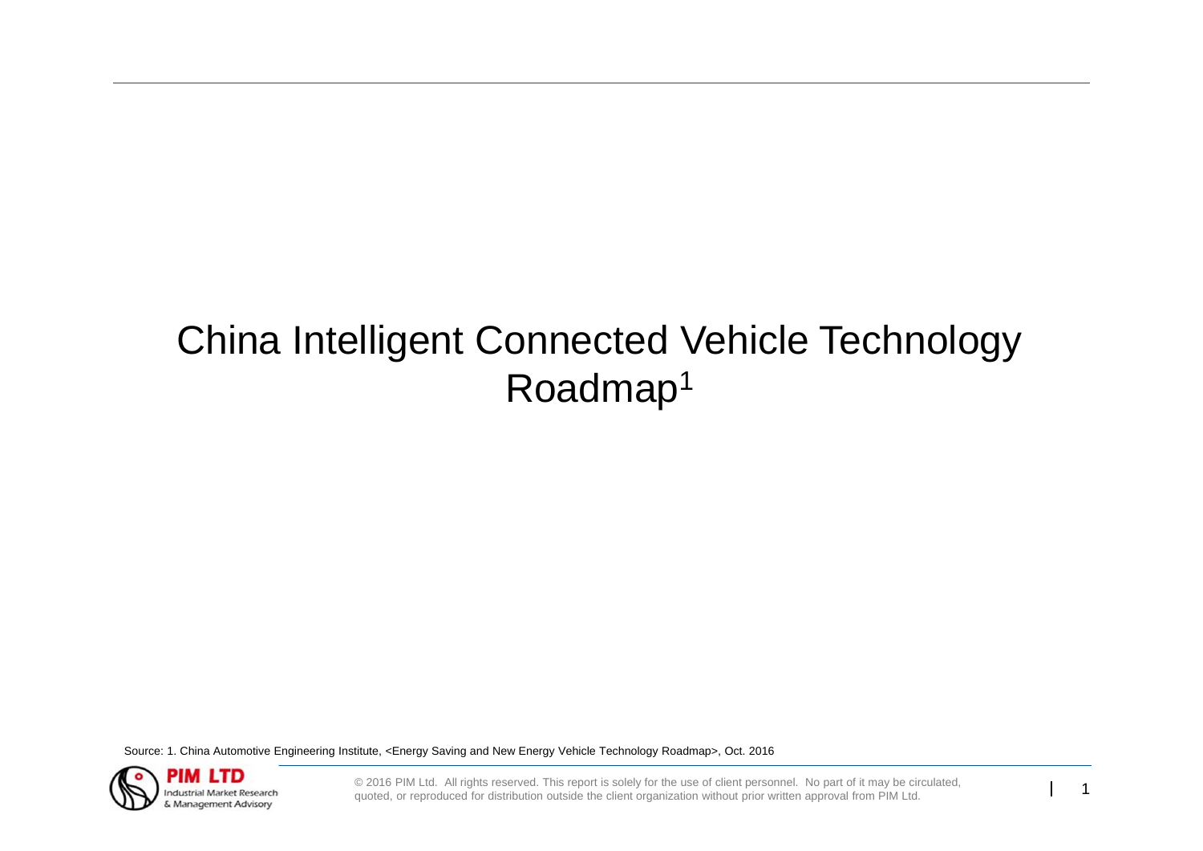# China Intelligent Connected Vehicle Technology Roadmap[1]

Source: 1. China Automotive Engineering Institute, <Energy Saving and New Energy Vehicle Technology Roadmap>, Oct. 2016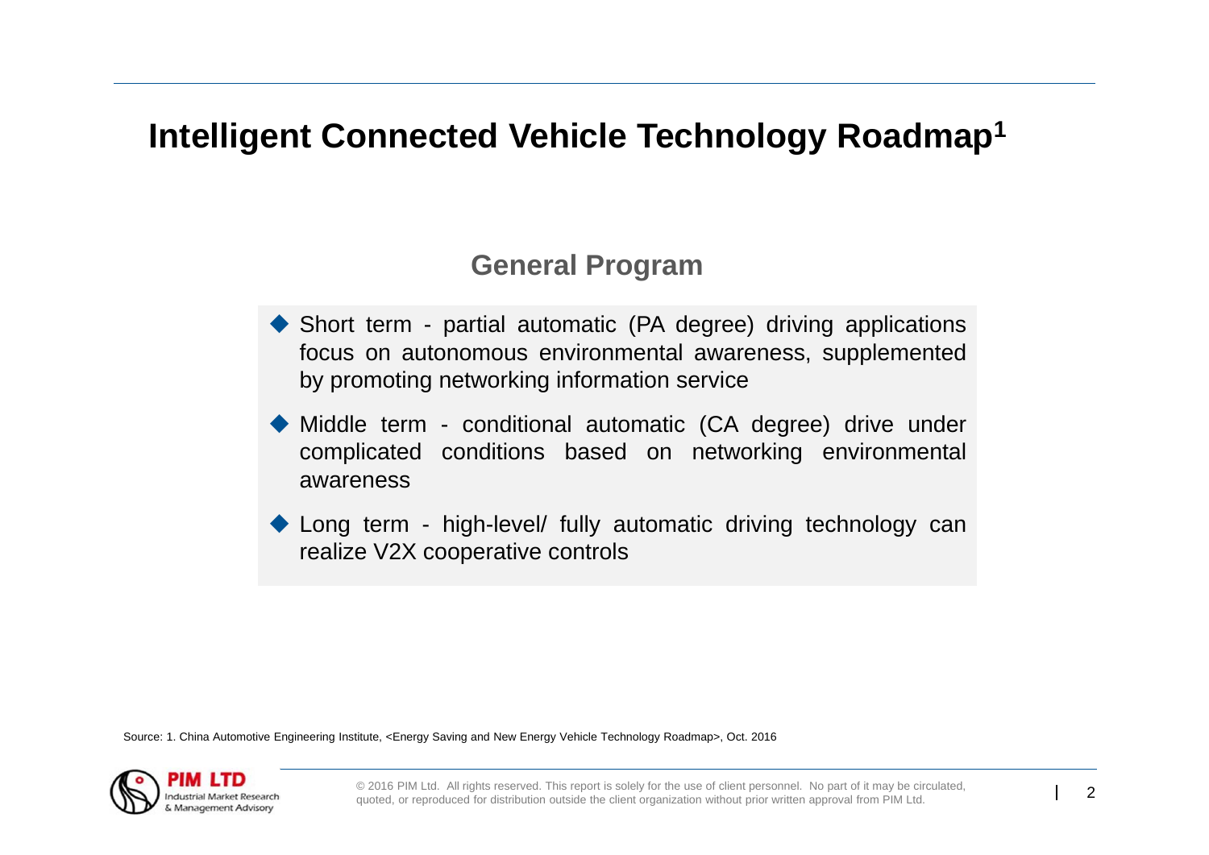# Intelligent Connected Vehicle Technology Roadmap[1]

## General Program

- Short term - partial automatic (PA degree) driving applications focus on autonomous environmental awareness, supplemented by promoting networking information service
- Middle term - conditional automatic (CA degree) drive under complicated conditions based on networking environmental awareness
- Long term - high-level/ fully automatic driving technology can realize V2X cooperative controls

Source: 1. China Automotive Engineering Institute, <Energy Saving and New Energy Vehicle Technology Roadmap>, Oct. 2016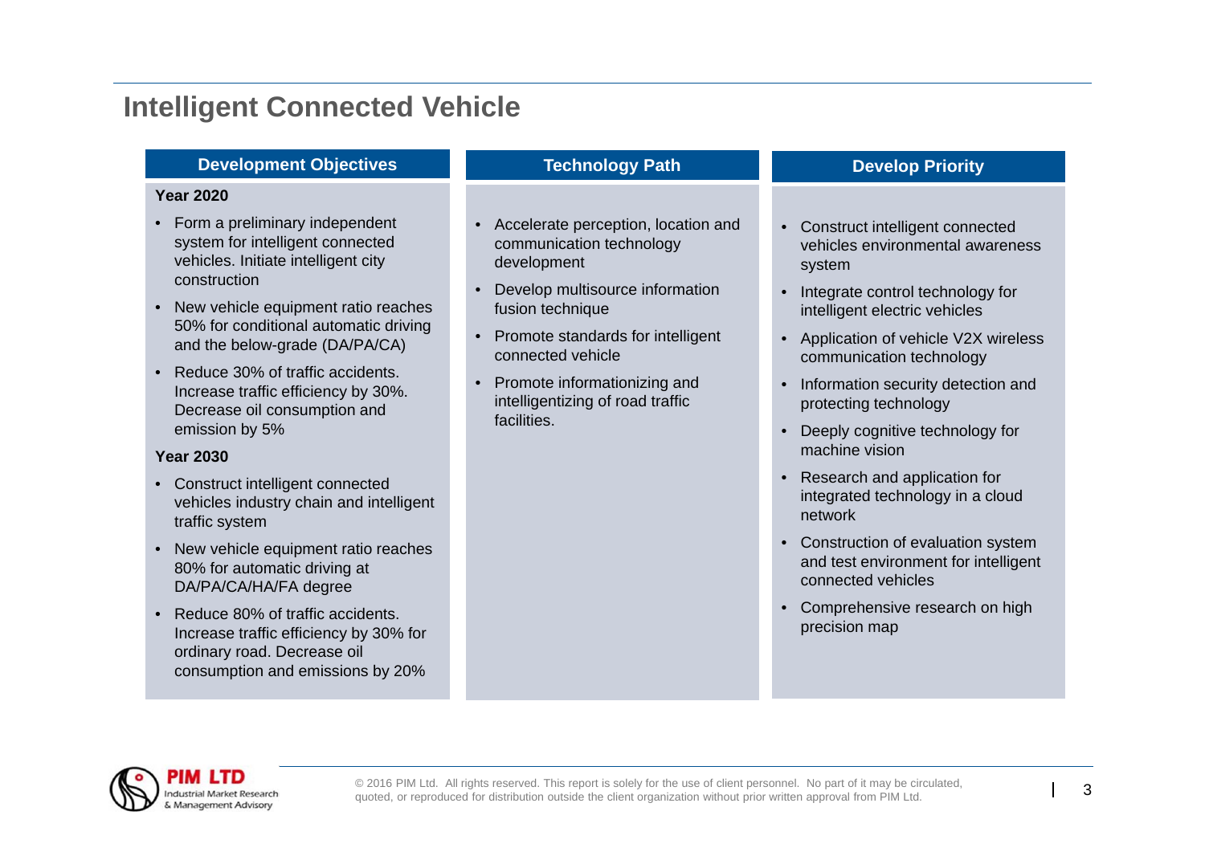# Intelligent Connected Vehicle

## Development Objectives

**Year 2020**

- Form a preliminary independent system for intelligent connected vehicles. Initiate intelligent city construction
- New vehicle equipment ratio reaches 50% for conditional automatic driving and the below-grade (DA/PA/CA)
- Reduce 30% of traffic accidents. Increase traffic efficiency by 30%. Decrease oil consumption and emission by 5%

**Year 2030**

- Construct intelligent connected vehicles industry chain and intelligent traffic system
- New vehicle equipment ratio reaches 80% for automatic driving at DA/PA/CA/HA/FA degree
- Reduce 80% of traffic accidents. Increase traffic efficiency by 30% for ordinary road. Decrease oil consumption and emissions by 20%

## Technology Path

- Accelerate perception, location and communication technology development
- Develop multisource information fusion technique
- Promote standards for intelligent connected vehicle
- Promote informationizing and intelligentizing of road traffic facilities.

## Develop Priority

- Construct intelligent connected vehicles environmental awareness system
- Integrate control technology for intelligent electric vehicles
- Application of vehicle V2X wireless communication technology
- Information security detection and protecting technology
- Deeply cognitive technology for machine vision
- Research and application for integrated technology in a cloud network
- Construction of evaluation system and test environment for intelligent connected vehicles
- Comprehensive research on high precision map

© 2016 PIM Ltd. All rights reserved. This report is solely for the use of client personnel. No part of it may be circulated, quoted, or reproduced for distribution outside the client organization without prior written approval from PIM Ltd.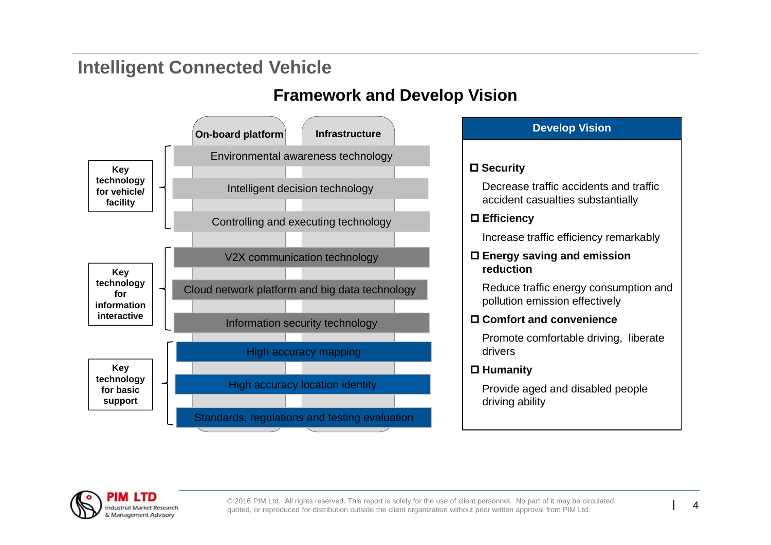# Intelligent Connected Vehicle

## Framework and Develop Vision

**On-board platform** | **Infrastructure**

**Key technology for vehicle/ facility**
- Environmental awareness technology
- Intelligent decision technology
- Controlling and executing technology

**Key technology for information interactive**
- V2X communication technology
- Cloud network platform and big data technology
- Information security technology

**Key technology for basic support**
- High accuracy mapping
- High accuracy location identity
- Standards, regulations and testing evaluation

### Develop Vision

- **Security**

  Decrease traffic accidents and traffic accident casualties substantially

- **Efficiency**

  Increase traffic efficiency remarkably

- **Energy saving and emission reduction**

  Reduce traffic energy consumption and pollution emission effectively

- **Comfort and convenience**

  Promote comfortable driving, liberate drivers

- **Humanity**

  Provide aged and disabled people driving ability

© 2016 PIM Ltd. All rights reserved. This report is solely for the use of client personnel. No part of it may be circulated, quoted, or reproduced for distribution outside the client organization without prior written approval from PIM Ltd.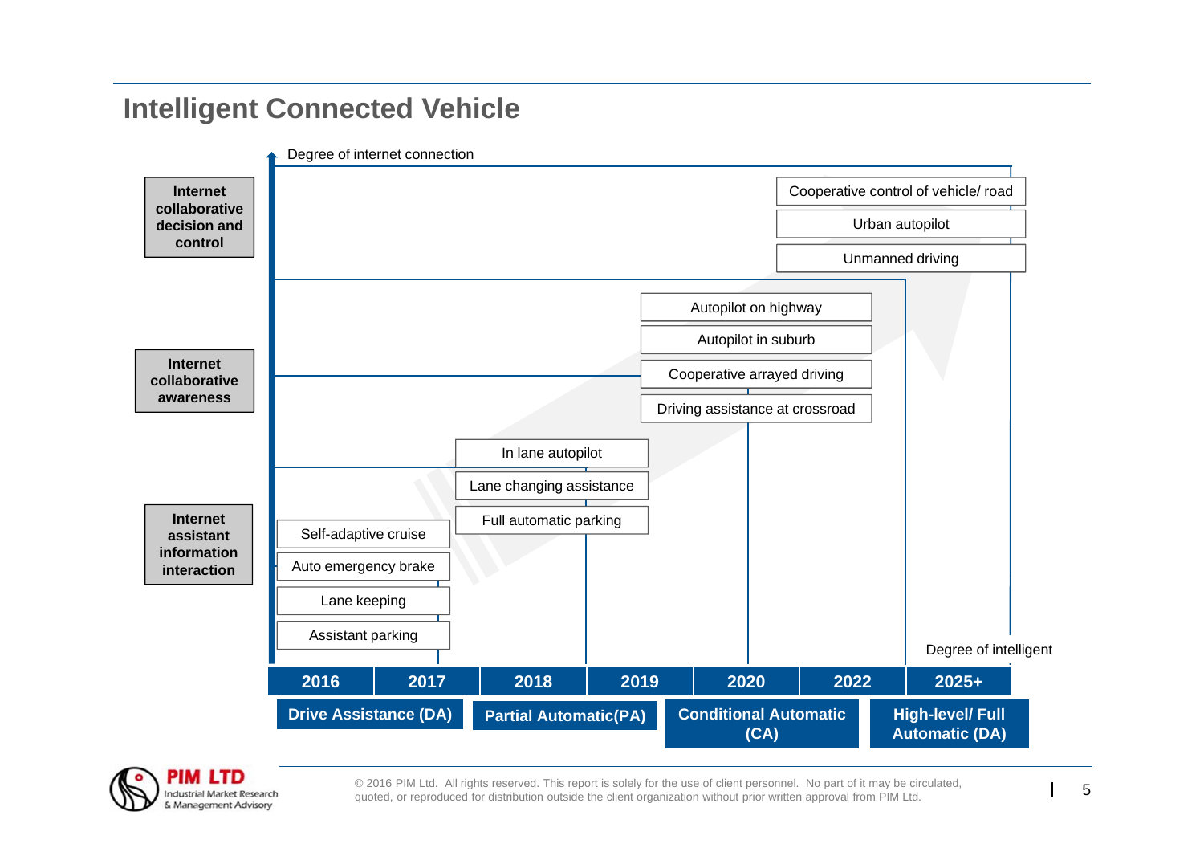## Intelligent Connected Vehicle

Degree of internet connection

**Internet collaborative decision and control**
- Cooperative control of vehicle/ road
- Urban autopilot
- Unmanned driving

**Internet collaborative awareness**
- Autopilot on highway
- Autopilot in suburb
- Cooperative arrayed driving
- Driving assistance at crossroad

**Internet assistant information interaction**
- In lane autopilot
- Lane changing assistance
- Full automatic parking
- Self-adaptive cruise
- Auto emergency brake
- Lane keeping
- Assistant parking

Degree of intelligent

| 2016 | 2017 | 2018 | 2019 | 2020 | 2022 | 2025+ |
|---|---|---|---|---|---|---|

**Drive Assistance (DA)** | **Partial Automatic(PA)** | **Conditional Automatic (CA)** | **High-level/ Full Automatic (DA)**

© 2016 PIM Ltd. All rights reserved. This report is solely for the use of client personnel. No part of it may be circulated, quoted, or reproduced for distribution outside the client organization without prior written approval from PIM Ltd.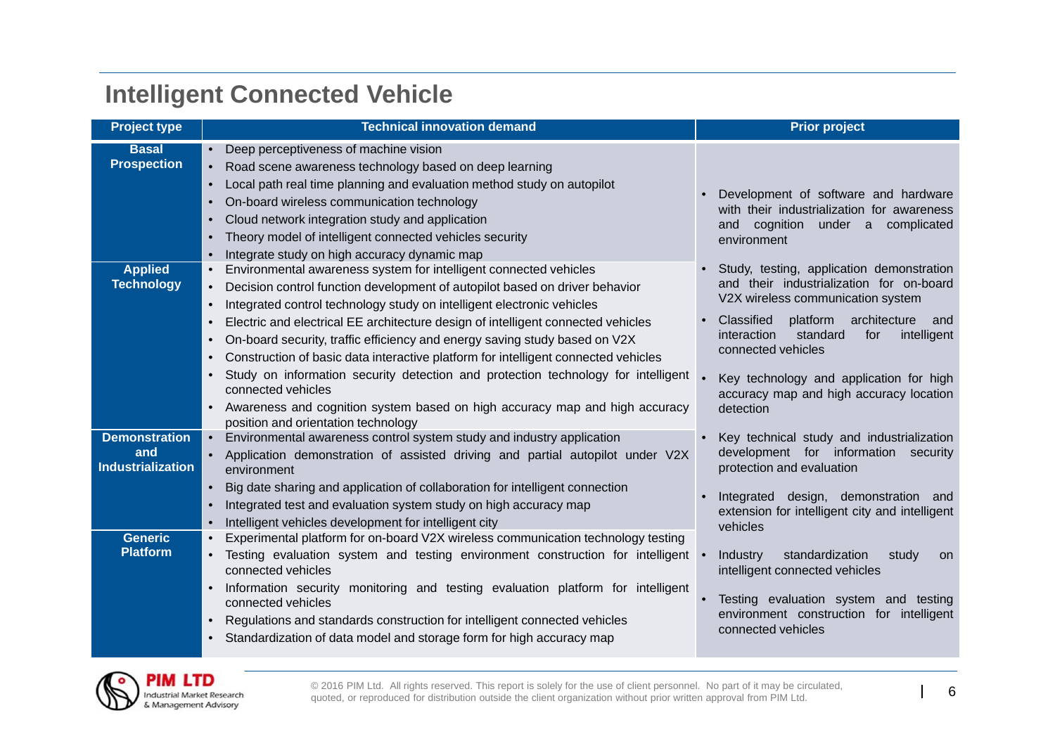## Intelligent Connected Vehicle

| Project type | Technical innovation demand | Prior project |
| --- | --- | --- |
| **Basal Prospection** | • Deep perceptiveness of machine vision<br>• Road scene awareness technology based on deep learning<br>• Local path real time planning and evaluation method study on autopilot<br>• On-board wireless communication technology<br>• Cloud network integration study and application<br>• Theory model of intelligent connected vehicles security<br>• Integrate study on high accuracy dynamic map | • Development of software and hardware with their industrialization for awareness and cognition under a complicated environment |
| **Applied Technology** | • Environmental awareness system for intelligent connected vehicles<br>• Decision control function development of autopilot based on driver behavior<br>• Integrated control technology study on intelligent electronic vehicles<br>• Electric and electrical EE architecture design of intelligent connected vehicles<br>• On-board security, traffic efficiency and energy saving study based on V2X<br>• Construction of basic data interactive platform for intelligent connected vehicles<br>• Study on information security detection and protection technology for intelligent connected vehicles<br>• Awareness and cognition system based on high accuracy map and high accuracy position and orientation technology | • Study, testing, application demonstration and their industrialization for on-board V2X wireless communication system<br>• Classified platform architecture and interaction standard for intelligent connected vehicles<br>• Key technology and application for high accuracy map and high accuracy location detection |
| **Demonstration and Industrialization** | • Environmental awareness control system study and industry application<br>• Application demonstration of assisted driving and partial autopilot under V2X environment<br>• Big date sharing and application of collaboration for intelligent connection<br>• Integrated test and evaluation system study on high accuracy map<br>• Intelligent vehicles development for intelligent city | • Key technical study and industrialization development for information security protection and evaluation<br>• Integrated design, demonstration and extension for intelligent city and intelligent vehicles |
| **Generic Platform** | • Experimental platform for on-board V2X wireless communication technology testing<br>• Testing evaluation system and testing environment construction for intelligent connected vehicles<br>• Information security monitoring and testing evaluation platform for intelligent connected vehicles<br>• Regulations and standards construction for intelligent connected vehicles<br>• Standardization of data model and storage form for high accuracy map | • Industry standardization study on intelligent connected vehicles<br>• Testing evaluation system and testing environment construction for intelligent connected vehicles |